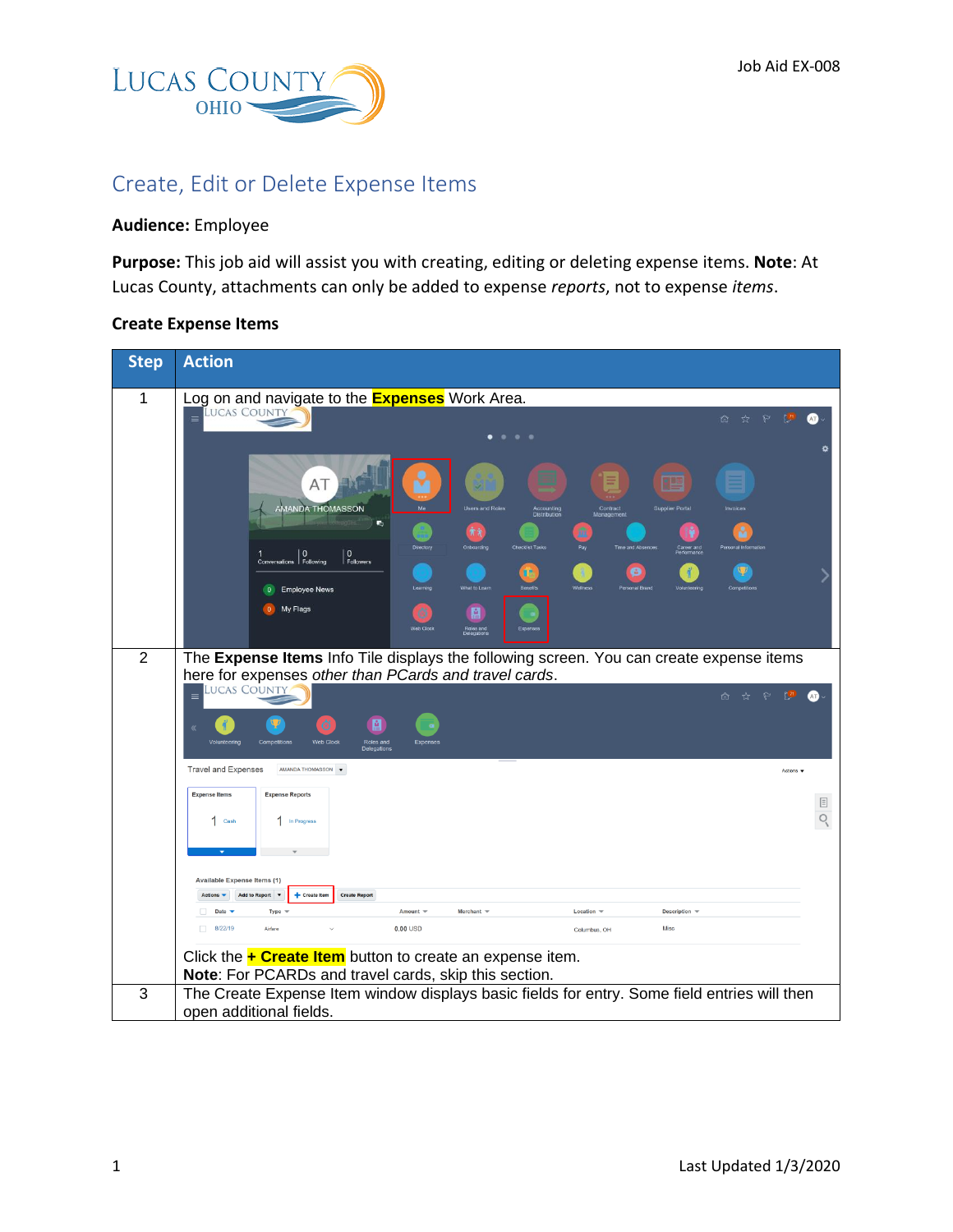# Create, Edit or Delete Expense Items

**Audience:** Employee

**Purpose:** This job aid will assist you with creating, editing or deleting expense items. **Note**: At Lucas County, attachments can only be added to expense *reports*, not to expense *items*.

### Create Expense Items

| Step | Action |
|---|---|
| 1 | Log on and navigate to the **Expenses** Work Area. |
| 2 | The **Expense Items** Info Tile displays the following screen. You can create expense items here for expenses *other than PCards and travel cards*. Click the **+ Create Item** button to create an expense item. **Note**: For PCARDs and travel cards, skip this section. |
| 3 | The Create Expense Item window displays basic fields for entry. Some field entries will then open additional fields. |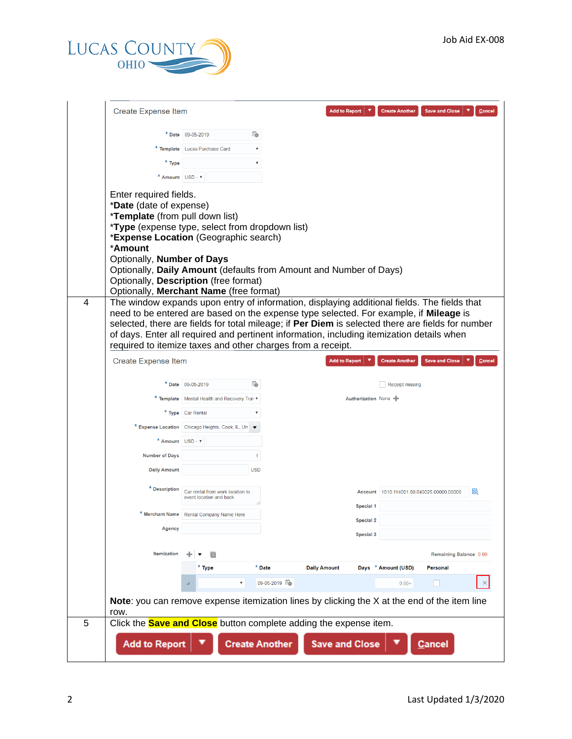| | |
|---|---|
| | Create Expense Item<br><br>Enter required fields.<br>\***Date** (date of expense)<br>\***Template** (from pull down list)<br>\***Type** (expense type, select from dropdown list)<br>\***Expense Location** (Geographic search)<br>\***Amount**<br>Optionally, **Number of Days**<br>Optionally, **Daily Amount** (defaults from Amount and Number of Days)<br>Optionally, **Description** (free format)<br>Optionally, **Merchant Name** (free format) |
| 4 | The window expands upon entry of information, displaying additional fields. The fields that need to be entered are based on the expense type selected. For example, if **Mileage** is selected, there are fields for total mileage; if **Per Diem** is selected there are fields for number of days. Enter all required and pertinent information, including itemization details when required to itemize taxes and other charges from a receipt.<br><br>Create Expense Item<br><br>**Note**: you can remove expense itemization lines by clicking the X at the end of the item line row. |
| 5 | Click the **Save and Close** button complete adding the expense item. |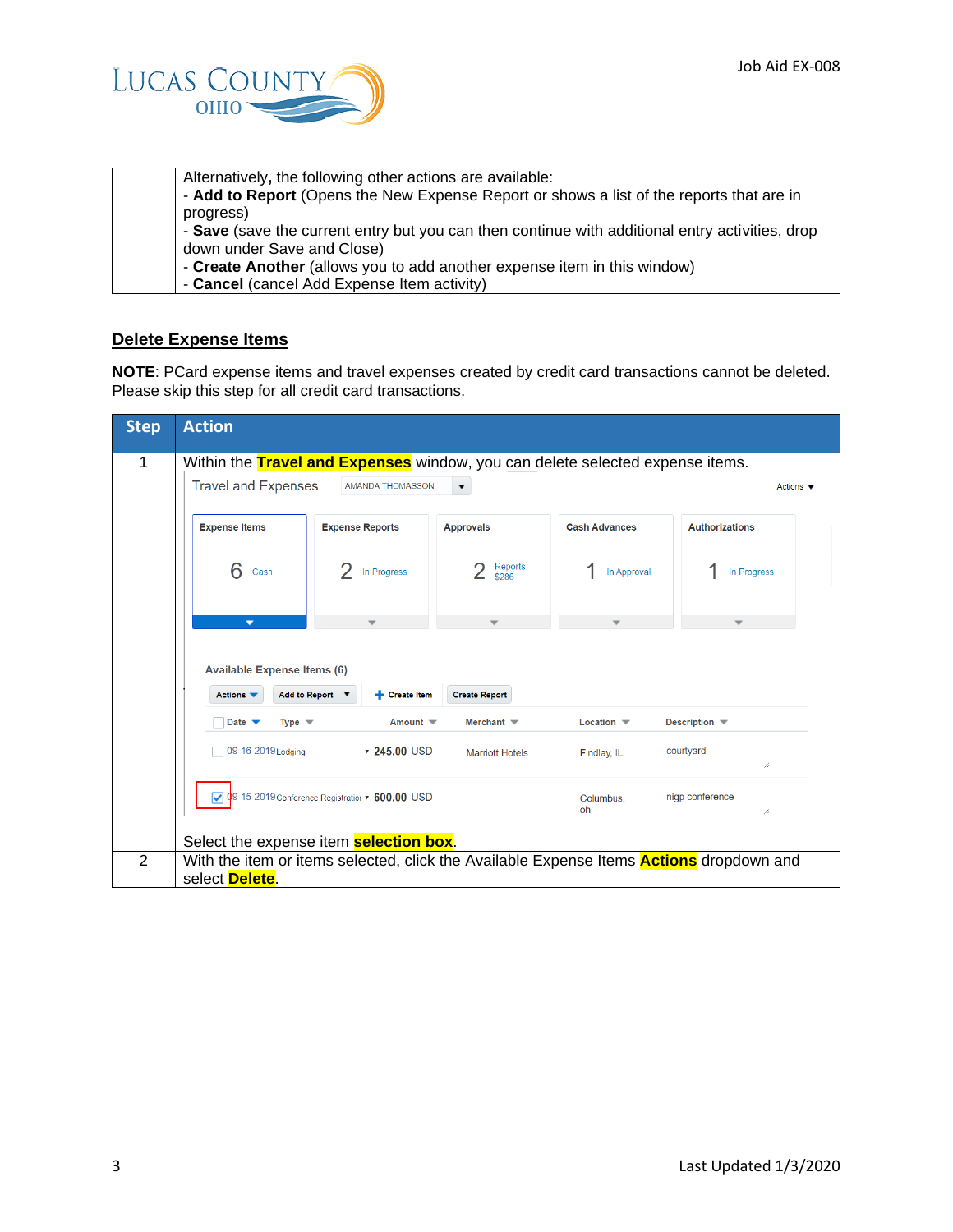| | |
|---|---|
| | Alternatively, the following other actions are available:<br>- **Add to Report** (Opens the New Expense Report or shows a list of the reports that are in progress)<br>- **Save** (save the current entry but you can then continue with additional entry activities, drop down under Save and Close)<br>- **Create Another** (allows you to add another expense item in this window)<br>- **Cancel** (cancel Add Expense Item activity) |

## Delete Expense Items

**NOTE**: PCard expense items and travel expenses created by credit card transactions cannot be deleted. Please skip this step for all credit card transactions.

| Step | Action |
|---|---|
| 1 | Within the **Travel and Expenses** window, you can delete selected expense items.<br>Select the expense item **selection box**. |
| 2 | With the item or items selected, click the Available Expense Items **Actions** dropdown and select **Delete**. |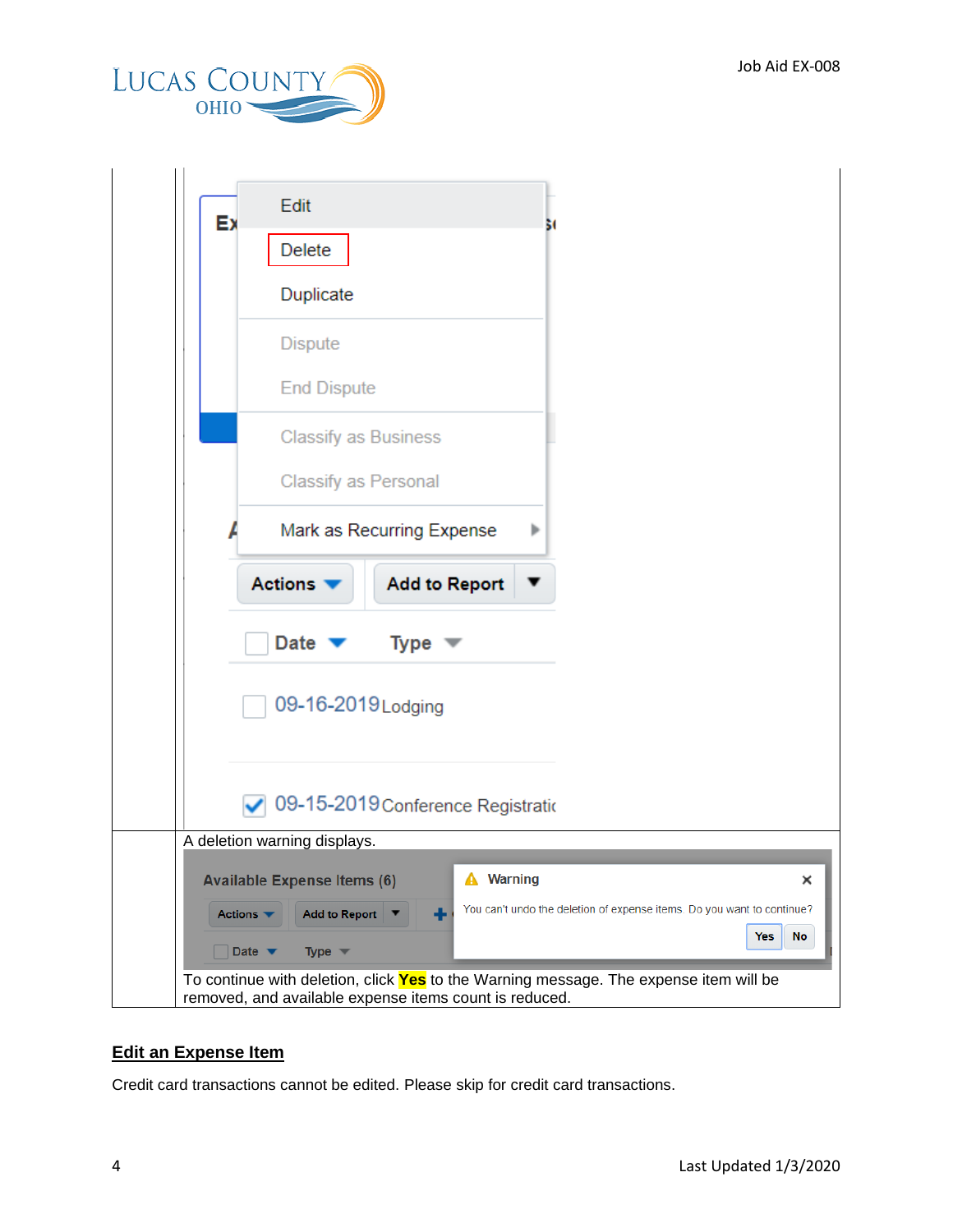| | |
|---|---|
| | |
| | A deletion warning displays. |
| | To continue with deletion, click **Yes** to the Warning message. The expense item will be removed, and available expense items count is reduced. |

## Edit an Expense Item

Credit card transactions cannot be edited. Please skip for credit card transactions.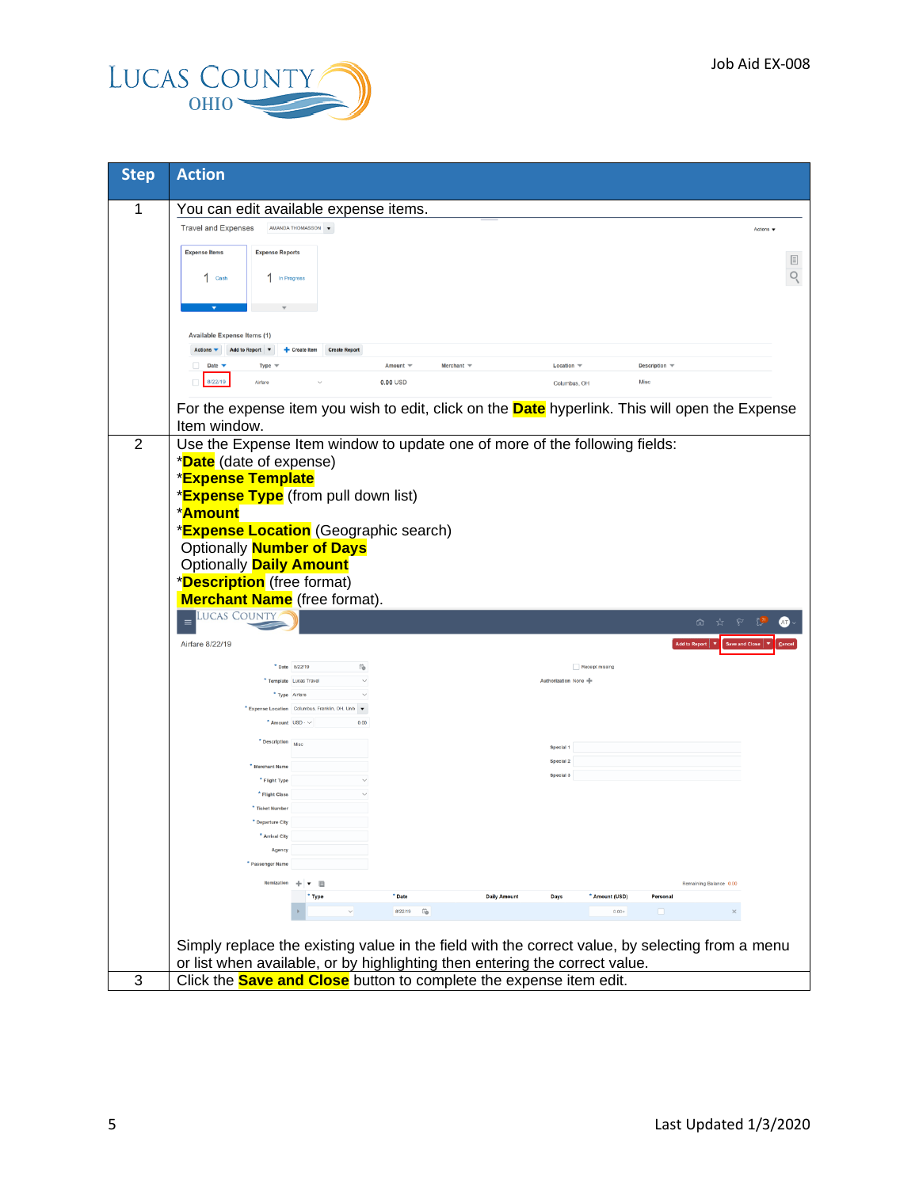| Step | Action |
|---|---|
| 1 | You can edit available expense items.<br><br>For the expense item you wish to edit, click on the **Date** hyperlink. This will open the Expense Item window. |
| 2 | Use the Expense Item window to update one of more of the following fields:<br>***Date** (date of expense)<br>***Expense Template**<br>***Expense Type** (from pull down list)<br>***Amount**<br>***Expense Location** (Geographic search)<br>Optionally **Number of Days**<br>Optionally **Daily Amount**<br>***Description** (free format)<br>**Merchant Name** (free format).<br><br>Simply replace the existing value in the field with the correct value, by selecting from a menu or list when available, or by highlighting then entering the correct value. |
| 3 | Click the **Save and Close** button to complete the expense item edit. |